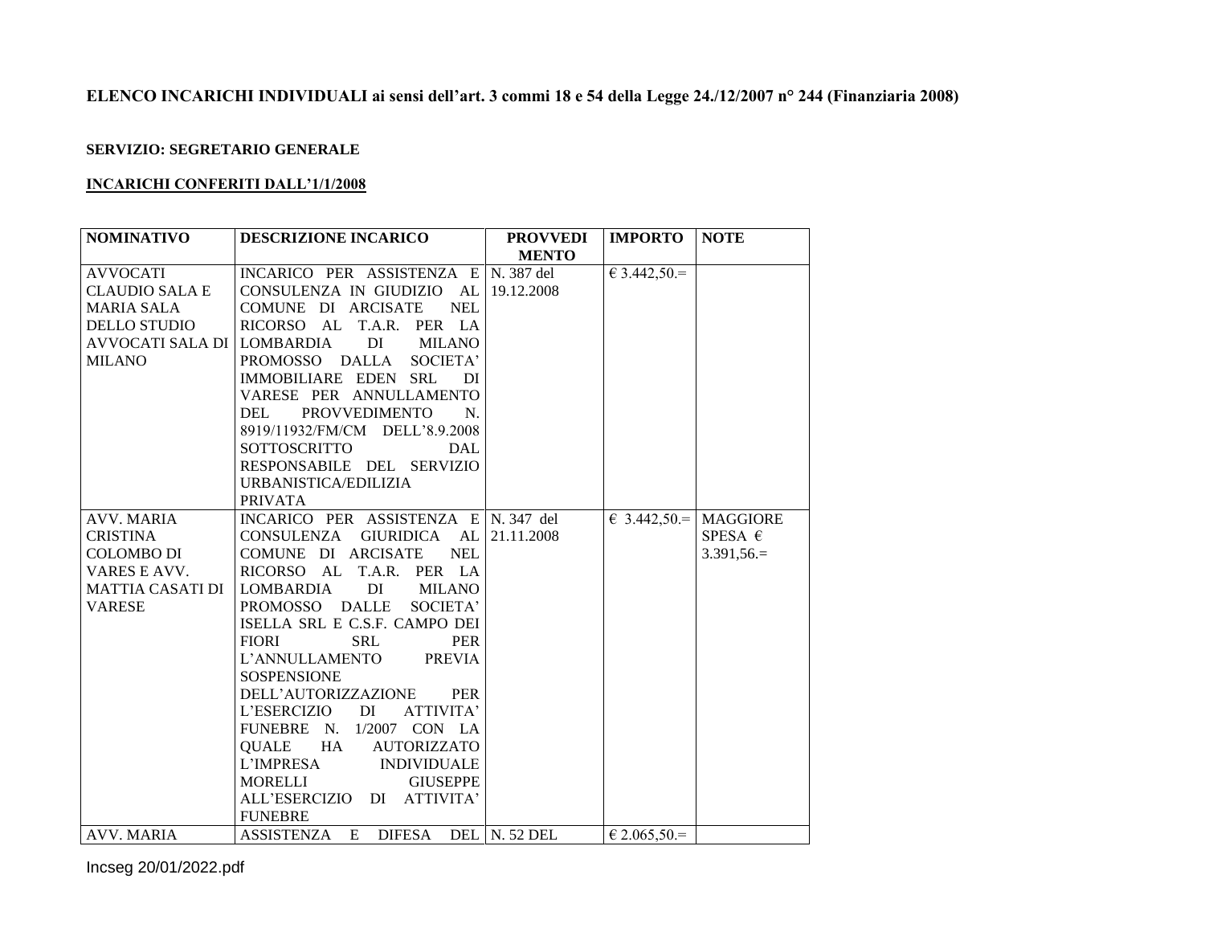**ELENCO INCARICHI INDIVIDUALI ai sensi dell'art. 3 commi 18 e 54 della Legge 24./12/2007 n° 244 (Finanziaria 2008)**

**SERVIZIO: SEGRETARIO GENERALE**

**INCARICHI CONFERITI DALL'1/1/2008**

| NOMINATIVO | DESCRIZIONE INCARICO | PROVVEDIMENTO | IMPORTO | NOTE |
|---|---|---|---|---|
| AVVOCATI CLAUDIO SALA E MARIA SALA DELLO STUDIO AVVOCATI SALA DI MILANO | INCARICO PER ASSISTENZA E CONSULENZA IN GIUDIZIO AL COMUNE DI ARCISATE NEL RICORSO AL T.A.R. PER LA LOMBARDIA DI MILANO PROMOSSO DALLA SOCIETA' IMMOBILIARE EDEN SRL DI VARESE PER ANNULLAMENTO DEL PROVVEDIMENTO N. 8919/11932/FM/CM DELL'8.9.2008 SOTTOSCRITTO DAL RESPONSABILE DEL SERVIZIO URBANISTICA/EDILIZIA PRIVATA | N. 387 del 19.12.2008 | € 3.442,50.= | |
| AVV. MARIA CRISTINA COLOMBO DI VARES E AVV. MATTIA CASATI DI VARESE | INCARICO PER ASSISTENZA E CONSULENZA GIURIDICA AL COMUNE DI ARCISATE NEL RICORSO AL T.A.R. PER LA LOMBARDIA DI MILANO PROMOSSO DALLE SOCIETA' ISELLA SRL E C.S.F. CAMPO DEI FIORI SRL PER L'ANNULLAMENTO PREVIA SOSPENSIONE DELL'AUTORIZZAZIONE PER L'ESERCIZIO DI ATTIVITA' FUNEBRE N. 1/2007 CON LA QUALE HA AUTORIZZATO L'IMPRESA INDIVIDUALE MORELLI GIUSEPPE ALL'ESERCIZIO DI ATTIVITA' FUNEBRE | N. 347 del 21.11.2008 | € 3.442,50.= | MAGGIORE SPESA € 3.391,56.= |
| AVV. MARIA | ASSISTENZA E DIFESA DEL | N. 52 DEL | € 2.065,50.= | |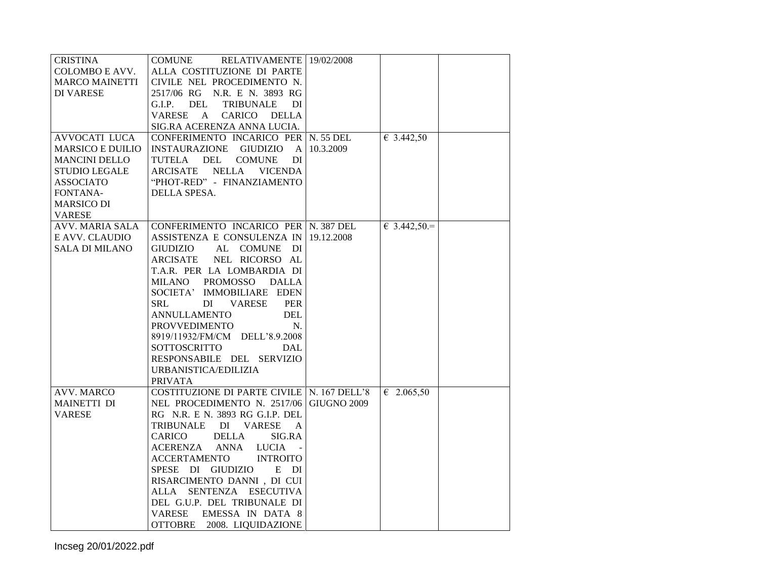| | | | | |
|---|---|---|---|---|
| CRISTINA COLOMBO E AVV. MARCO MAINETTI DI VARESE | COMUNE RELATIVAMENTE ALLA COSTITUZIONE DI PARTE CIVILE NEL PROCEDIMENTO N. 2517/06 RG N.R. E N. 3893 RG G.I.P. DEL TRIBUNALE DI VARESE A CARICO DELLA SIG.RA ACERENZA ANNA LUCIA. | 19/02/2008 | | |
| AVVOCATI LUCA MARSICO E DUILIO MANCINI DELLO STUDIO LEGALE ASSOCIATO FONTANA-MARSICO DI VARESE | CONFERIMENTO INCARICO PER INSTAURAZIONE GIUDIZIO A TUTELA DEL COMUNE DI ARCISATE NELLA VICENDA "PHOT-RED" - FINANZIAMENTO DELLA SPESA. | N. 55 DEL 10.3.2009 | € 3.442,50 | |
| AVV. MARIA SALA E AVV. CLAUDIO SALA DI MILANO | CONFERIMENTO INCARICO PER ASSISTENZA E CONSULENZA IN GIUDIZIO AL COMUNE DI ARCISATE NEL RICORSO AL T.A.R. PER LA LOMBARDIA DI MILANO PROMOSSO DALLA SOCIETA' IMMOBILIARE EDEN SRL DI VARESE PER ANNULLAMENTO DEL PROVVEDIMENTO N. 8919/11932/FM/CM DELL'8.9.2008 SOTTOSCRITTO DAL RESPONSABILE DEL SERVIZIO URBANISTICA/EDILIZIA PRIVATA | N. 387 DEL 19.12.2008 | € 3.442,50.= | |
| AVV. MARCO MAINETTI DI VARESE | COSTITUZIONE DI PARTE CIVILE NEL PROCEDIMENTO N. 2517/06 RG N.R. E N. 3893 RG G.I.P. DEL TRIBUNALE DI VARESE A CARICO DELLA SIG.RA ACERENZA ANNA LUCIA - ACCERTAMENTO INTROITO SPESE DI GIUDIZIO E DI RISARCIMENTO DANNI , DI CUI ALLA SENTENZA ESECUTIVA DEL G.U.P. DEL TRIBUNALE DI VARESE EMESSA IN DATA 8 OTTOBRE 2008. LIQUIDAZIONE | N. 167 DELL'8 GIUGNO 2009 | € 2.065,50 | |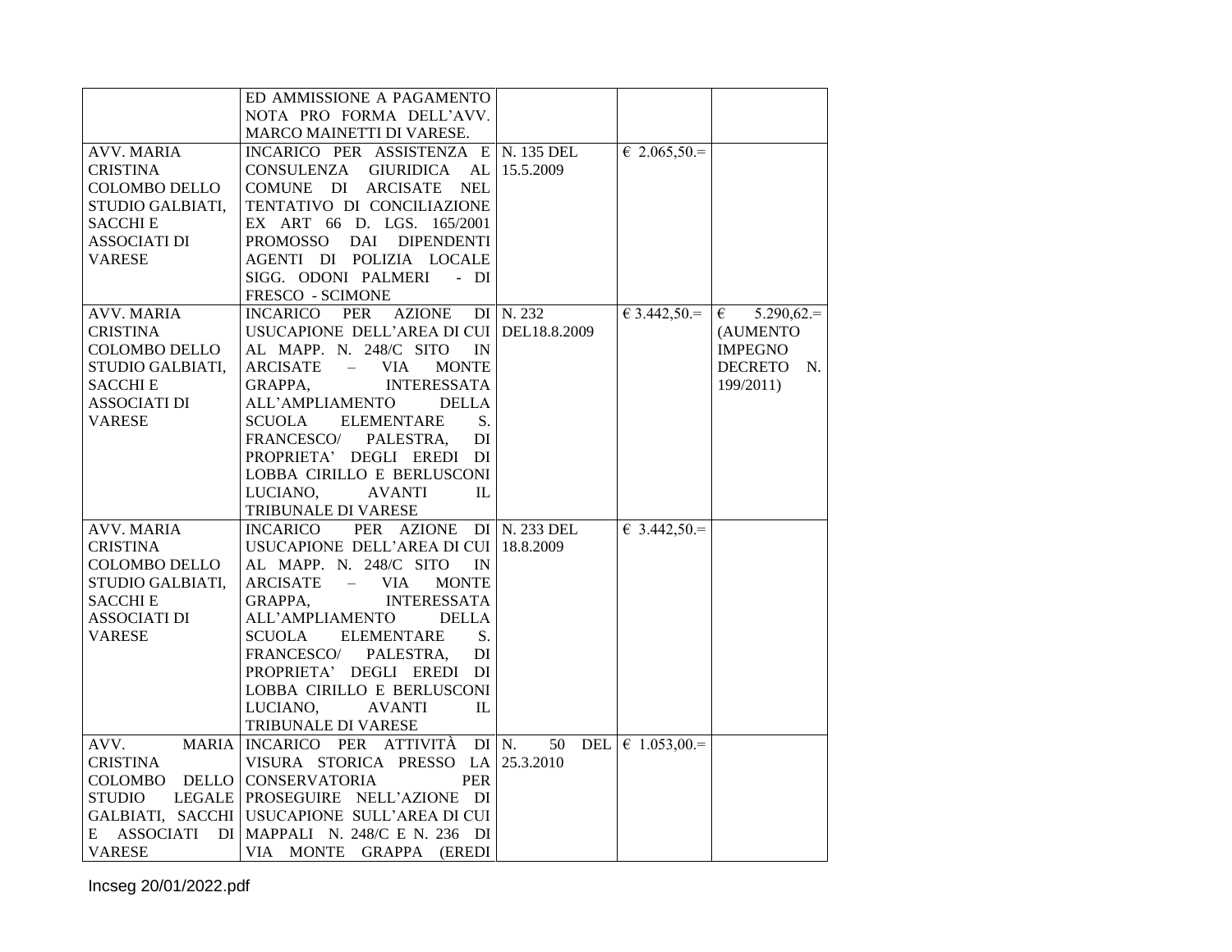| | | | | |
|---|---|---|---|---|
| | ED AMMISSIONE A PAGAMENTO NOTA PRO FORMA DELL'AVV. MARCO MAINETTI DI VARESE. | | | |
| AVV. MARIA CRISTINA COLOMBO DELLO STUDIO GALBIATI, SACCHI E ASSOCIATI DI VARESE | INCARICO PER ASSISTENZA E CONSULENZA GIURIDICA AL COMUNE DI ARCISATE NEL TENTATIVO DI CONCILIAZIONE EX ART 66 D. LGS. 165/2001 PROMOSSO DAI DIPENDENTI AGENTI DI POLIZIA LOCALE SIGG. ODONI PALMERI - DI FRESCO - SCIMONE | N. 135 DEL 15.5.2009 | € 2.065,50.= | |
| AVV. MARIA CRISTINA COLOMBO DELLO STUDIO GALBIATI, SACCHI E ASSOCIATI DI VARESE | INCARICO PER AZIONE DI USUCAPIONE DELL'AREA DI CUI AL MAPP. N. 248/C SITO IN ARCISATE – VIA MONTE GRAPPA, INTERESSATA ALL'AMPLIAMENTO DELLA SCUOLA ELEMENTARE S. FRANCESCO/ PALESTRA, DI PROPRIETA' DEGLI EREDI DI LOBBA CIRILLO E BERLUSCONI LUCIANO, AVANTI IL TRIBUNALE DI VARESE | N. 232 DEL18.8.2009 | € 3.442,50.= | € 5.290,62.= (AUMENTO IMPEGNO DECRETO N. 199/2011) |
| AVV. MARIA CRISTINA COLOMBO DELLO STUDIO GALBIATI, SACCHI E ASSOCIATI DI VARESE | INCARICO PER AZIONE DI USUCAPIONE DELL'AREA DI CUI AL MAPP. N. 248/C SITO IN ARCISATE – VIA MONTE GRAPPA, INTERESSATA ALL'AMPLIAMENTO DELLA SCUOLA ELEMENTARE S. FRANCESCO/ PALESTRA, DI PROPRIETA' DEGLI EREDI DI LOBBA CIRILLO E BERLUSCONI LUCIANO, AVANTI IL TRIBUNALE DI VARESE | N. 233 DEL 18.8.2009 | € 3.442,50.= | |
| AVV. MARIA CRISTINA COLOMBO DELLO STUDIO LEGALE GALBIATI, SACCHI E ASSOCIATI DI VARESE | INCARICO PER ATTIVITÀ DI VISURA STORICA PRESSO LA CONSERVATORIA PER PROSEGUIRE NELL'AZIONE DI USUCAPIONE SULL'AREA DI CUI MAPPALI N. 248/C E N. 236 DI VIA MONTE GRAPPA (EREDI | N. 50 DEL 25.3.2010 | € 1.053,00.= | |

Incseg 20/01/2022.pdf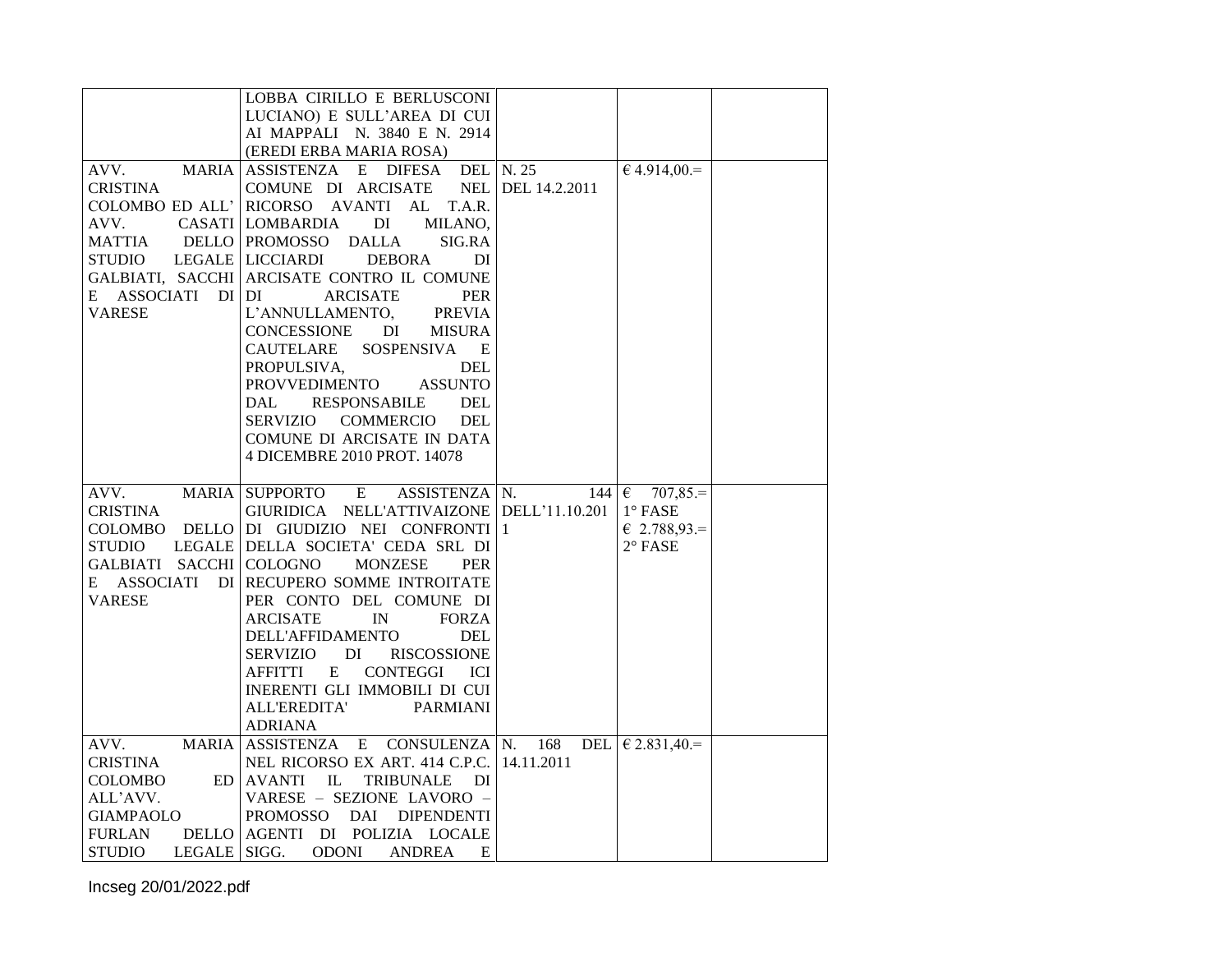| | | | | |
|---|---|---|---|---|
| | LOBBA CIRILLO E BERLUSCONI LUCIANO) E SULL'AREA DI CUI AI MAPPALI N. 3840 E N. 2914 (EREDI ERBA MARIA ROSA) | | | |
| AVV. MARIA CRISTINA COLOMBO ED ALL' AVV. CASATI MATTIA DELLO STUDIO LEGALE GALBIATI, SACCHI E ASSOCIATI DI VARESE | ASSISTENZA E DIFESA DEL COMUNE DI ARCISATE NEL RICORSO AVANTI AL T.A.R. LOMBARDIA DI MILANO, PROMOSSO DALLA SIG.RA LICCIARDI DEBORA DI ARCISATE CONTRO IL COMUNE DI ARCISATE PER L'ANNULLAMENTO, PREVIA CONCESSIONE DI MISURA CAUTELARE SOSPENSIVA E PROPULSIVA, DEL PROVVEDIMENTO ASSUNTO DAL RESPONSABILE DEL SERVIZIO COMMERCIO DEL COMUNE DI ARCISATE IN DATA 4 DICEMBRE 2010 PROT. 14078 | N. 25 DEL 14.2.2011 | € 4.914,00.= | |
| AVV. MARIA CRISTINA COLOMBO DELLO STUDIO LEGALE GALBIATI SACCHI E ASSOCIATI DI VARESE | SUPPORTO E ASSISTENZA GIURIDICA NELL'ATTIVAIZONE DI GIUDIZIO NEI CONFRONTI DELLA SOCIETA' CEDA SRL DI COLOGNO MONZESE PER RECUPERO SOMME INTROITATE PER CONTO DEL COMUNE DI ARCISATE IN FORZA DELL'AFFIDAMENTO DEL SERVIZIO DI RISCOSSIONE AFFITTI E CONTEGGI ICI INERENTI GLI IMMOBILI DI CUI ALL'EREDITA' PARMIANI ADRIANA | N. 144 DELL'11.10.2011 | € 707,85.= 1° FASE<br>€ 2.788,93.= 2° FASE | |
| AVV. MARIA CRISTINA COLOMBO ED ALL'AVV. GIAMPAOLO FURLAN DELLO STUDIO LEGALE | ASSISTENZA E CONSULENZA NEL RICORSO EX ART. 414 C.P.C. AVANTI IL TRIBUNALE DI VARESE – SEZIONE LAVORO – PROMOSSO DAI DIPENDENTI AGENTI DI POLIZIA LOCALE SIGG. ODONI ANDREA E | N. 168 DEL 14.11.2011 | € 2.831,40.= | |

Incseg 20/01/2022.pdf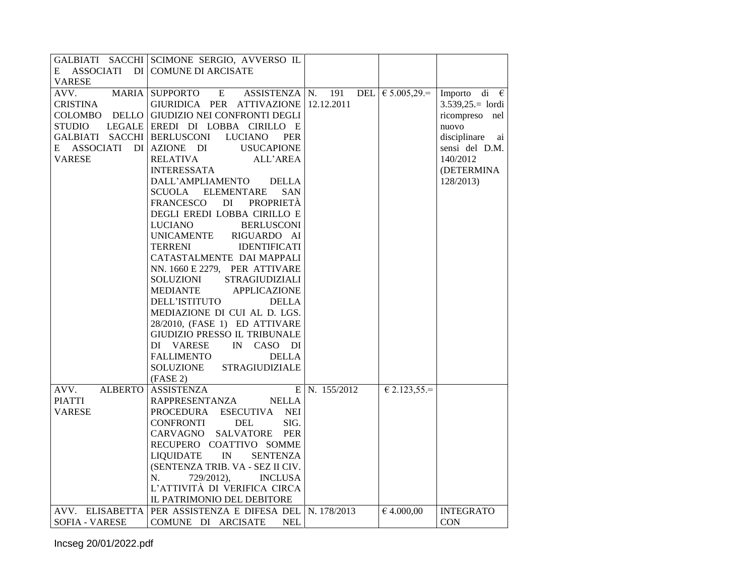| | | | | |
|---|---|---|---|---|
| GALBIATI SACCHI E ASSOCIATI DI VARESE | SCIMONE SERGIO, AVVERSO IL COMUNE DI ARCISATE | | | |
| AVV. MARIA CRISTINA COLOMBO DELLO STUDIO LEGALE GALBIATI SACCHI E ASSOCIATI DI VARESE | SUPPORTO E ASSISTENZA GIURIDICA PER ATTIVAZIONE GIUDIZIO NEI CONFRONTI DEGLI EREDI DI LOBBA CIRILLO E BERLUSCONI LUCIANO PER AZIONE DI USUCAPIONE RELATIVA ALL'AREA INTERESSATA DALL'AMPLIAMENTO DELLA SCUOLA ELEMENTARE SAN FRANCESCO DI PROPRIETÀ DEGLI EREDI LOBBA CIRILLO E LUCIANO BERLUSCONI UNICAMENTE RIGUARDO AI TERRENI IDENTIFICATI CATASTALMENTE DAI MAPPALI NN. 1660 E 2279, PER ATTIVARE SOLUZIONI STRAGIUDIZIALI MEDIANTE APPLICAZIONE DELL'ISTITUTO DELLA MEDIAZIONE DI CUI AL D. LGS. 28/2010, (FASE 1) ED ATTIVARE GIUDIZIO PRESSO IL TRIBUNALE DI VARESE IN CASO DI FALLIMENTO DELLA SOLUZIONE STRAGIUDIZIALE (FASE 2) | N. 191 DEL 12.12.2011 | € 5.005,29.= | Importo di € 3.539,25.= lordi ricompreso nel nuovo disciplinare ai sensi del D.M. 140/2012 (DETERMINA 128/2013) |
| AVV. ALBERTO PIATTI VARESE | ASSISTENZA E RAPPRESENTANZA NELLA PROCEDURA ESECUTIVA NEI CONFRONTI DEL SIG. CARVAGNO SALVATORE PER RECUPERO COATTIVO SOMME LIQUIDATE IN SENTENZA (SENTENZA TRIB. VA - SEZ II CIV. N. 729/2012), INCLUSA L'ATTIVITÀ DI VERIFICA CIRCA IL PATRIMONIO DEL DEBITORE | N. 155/2012 | € 2.123,55.= | |
| AVV. ELISABETTA SOFIA - VARESE | PER ASSISTENZA E DIFESA DEL COMUNE DI ARCISATE NEL | N. 178/2013 | € 4.000,00 | INTEGRATO CON |

Incseg 20/01/2022.pdf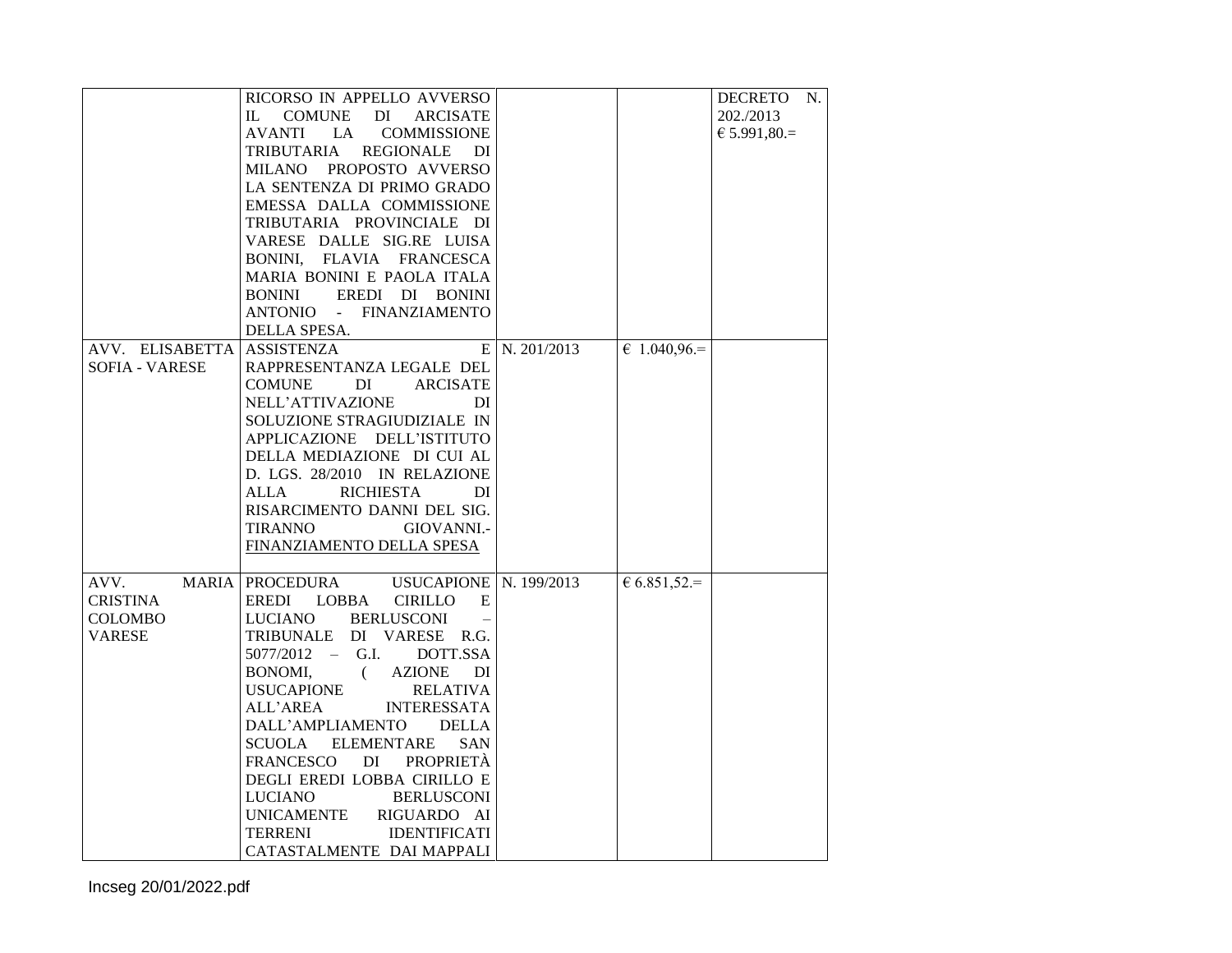| | | | | |
|---|---|---|---|---|
| | RICORSO IN APPELLO AVVERSO IL COMUNE DI ARCISATE AVANTI LA COMMISSIONE TRIBUTARIA REGIONALE DI MILANO PROPOSTO AVVERSO LA SENTENZA DI PRIMO GRADO EMESSA DALLA COMMISSIONE TRIBUTARIA PROVINCIALE DI VARESE DALLE SIG.RE LUISA BONINI, FLAVIA FRANCESCA MARIA BONINI E PAOLA ITALA BONINI EREDI DI BONINI ANTONIO - FINANZIAMENTO DELLA SPESA. | | | DECRETO N. 202./2013 € 5.991,80.= |
| AVV. ELISABETTA SOFIA - VARESE | ASSISTENZA E RAPPRESENTANZA LEGALE DEL COMUNE DI ARCISATE NELL'ATTIVAZIONE DI SOLUZIONE STRAGIUDIZIALE IN APPLICAZIONE DELL'ISTITUTO DELLA MEDIAZIONE DI CUI AL D. LGS. 28/2010 IN RELAZIONE ALLA RICHIESTA DI RISARCIMENTO DANNI DEL SIG. TIRANNO GIOVANNI.- FINANZIAMENTO DELLA SPESA | N. 201/2013 | € 1.040,96.= | |
| AVV. MARIA CRISTINA COLOMBO VARESE | PROCEDURA USUCAPIONE EREDI LOBBA CIRILLO E LUCIANO BERLUSCONI – TRIBUNALE DI VARESE R.G. 5077/2012 – G.I. DOTT.SSA BONOMI, ( AZIONE DI USUCAPIONE RELATIVA ALL'AREA INTERESSATA DALL'AMPLIAMENTO DELLA SCUOLA ELEMENTARE SAN FRANCESCO DI PROPRIETÀ DEGLI EREDI LOBBA CIRILLO E LUCIANO BERLUSCONI UNICAMENTE RIGUARDO AI TERRENI IDENTIFICATI CATASTALMENTE DAI MAPPALI | N. 199/2013 | € 6.851,52.= | |

Incseg 20/01/2022.pdf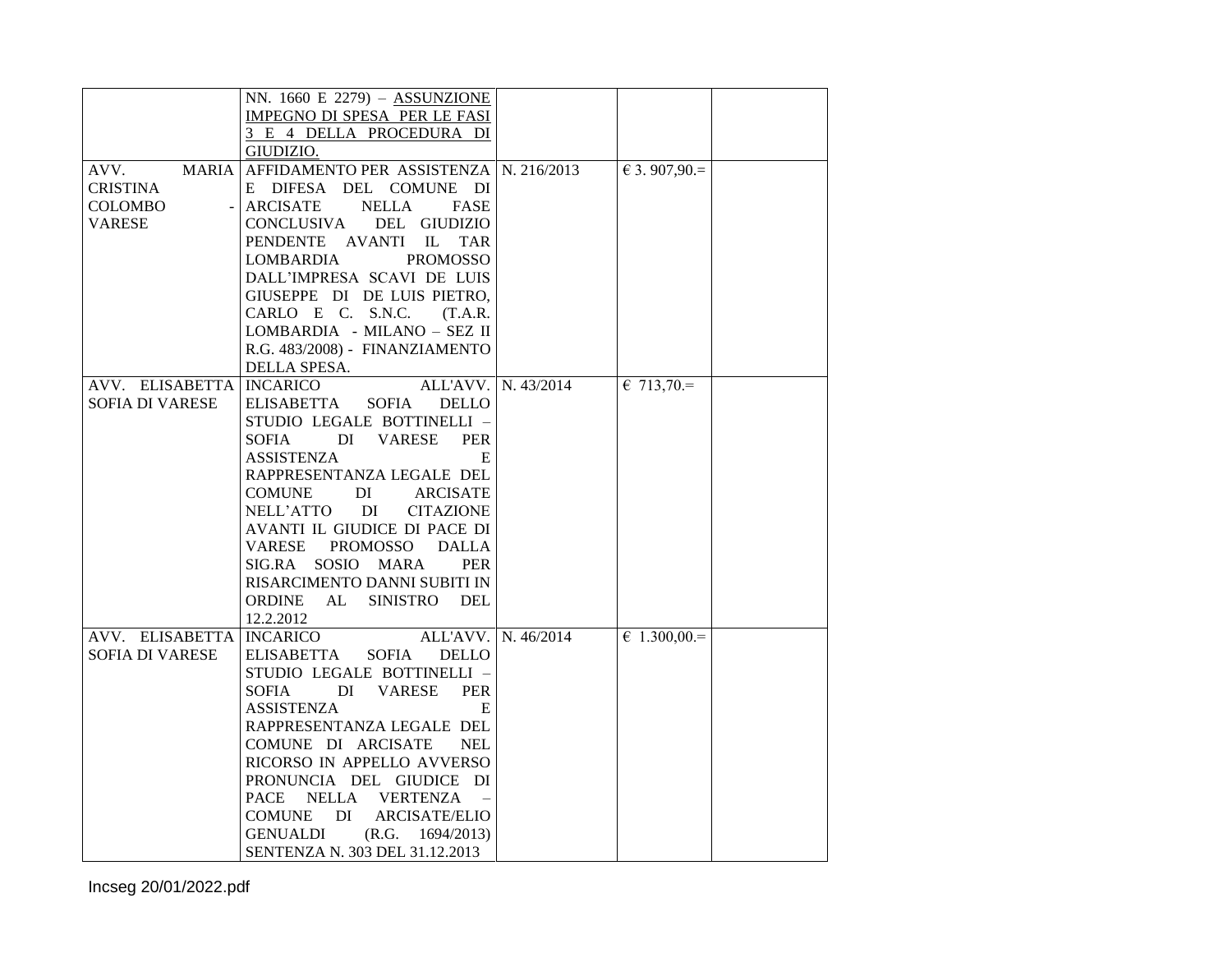|  |  |  |  |  |
|---|---|---|---|---|
|  | NN. 1660 E 2279) – ASSUNZIONE IMPEGNO DI SPESA PER LE FASI 3 E 4 DELLA PROCEDURA DI GIUDIZIO. |  |  |  |
| AVV. MARIA CRISTINA COLOMBO - VARESE | AFFIDAMENTO PER ASSISTENZA E DIFESA DEL COMUNE DI ARCISATE NELLA FASE CONCLUSIVA DEL GIUDIZIO PENDENTE AVANTI IL TAR LOMBARDIA PROMOSSO DALL'IMPRESA SCAVI DE LUIS GIUSEPPE DI DE LUIS PIETRO, CARLO E C. S.N.C. (T.A.R. LOMBARDIA - MILANO – SEZ II R.G. 483/2008) - FINANZIAMENTO DELLA SPESA. | N. 216/2013 | € 3. 907,90.= |  |
| AVV. ELISABETTA SOFIA DI VARESE | INCARICO ALL'AVV. ELISABETTA SOFIA DELLO STUDIO LEGALE BOTTINELLI – SOFIA DI VARESE PER ASSISTENZA E RAPPRESENTANZA LEGALE DEL COMUNE DI ARCISATE NELL'ATTO DI CITAZIONE AVANTI IL GIUDICE DI PACE DI VARESE PROMOSSO DALLA SIG.RA SOSIO MARA PER RISARCIMENTO DANNI SUBITI IN ORDINE AL SINISTRO DEL 12.2.2012 | N. 43/2014 | € 713,70.= |  |
| AVV. ELISABETTA SOFIA DI VARESE | INCARICO ALL'AVV. ELISABETTA SOFIA DELLO STUDIO LEGALE BOTTINELLI – SOFIA DI VARESE PER ASSISTENZA E RAPPRESENTANZA LEGALE DEL COMUNE DI ARCISATE NEL RICORSO IN APPELLO AVVERSO PRONUNCIA DEL GIUDICE DI PACE NELLA VERTENZA – COMUNE DI ARCISATE/ELIO GENUALDI (R.G. 1694/2013) SENTENZA N. 303 DEL 31.12.2013 | N. 46/2014 | € 1.300,00.= |  |

Incseg 20/01/2022.pdf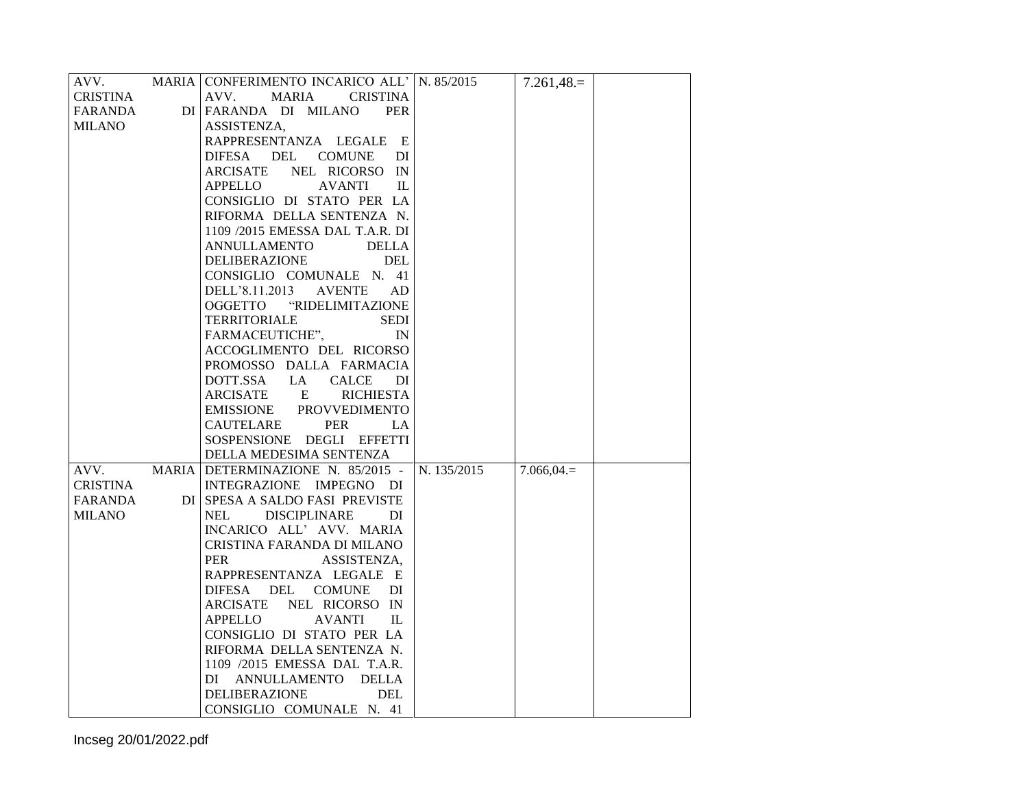| | | | | |
|---|---|---|---|---|
| AVV. MARIA CRISTINA FARANDA DI MILANO | CONFERIMENTO INCARICO ALL' AVV. MARIA CRISTINA FARANDA DI MILANO PER ASSISTENZA, RAPPRESENTANZA LEGALE E DIFESA DEL COMUNE DI ARCISATE NEL RICORSO IN APPELLO AVANTI IL CONSIGLIO DI STATO PER LA RIFORMA DELLA SENTENZA N. 1109 /2015 EMESSA DAL T.A.R. DI ANNULLAMENTO DELLA DELIBERAZIONE DEL CONSIGLIO COMUNALE N. 41 DELL'8.11.2013 AVENTE AD OGGETTO "RIDELIMITAZIONE TERRITORIALE SEDI FARMACEUTICHE", IN ACCOGLIMENTO DEL RICORSO PROMOSSO DALLA FARMACIA DOTT.SSA LA CALCE DI ARCISATE E RICHIESTA EMISSIONE PROVVEDIMENTO CAUTELARE PER LA SOSPENSIONE DEGLI EFFETTI DELLA MEDESIMA SENTENZA | N. 85/2015 | 7.261,48.= | |
| AVV. MARIA CRISTINA FARANDA DI MILANO | DETERMINAZIONE N. 85/2015 - INTEGRAZIONE IMPEGNO DI SPESA A SALDO FASI PREVISTE NEL DISCIPLINARE DI INCARICO ALL' AVV. MARIA CRISTINA FARANDA DI MILANO PER ASSISTENZA, RAPPRESENTANZA LEGALE E DIFESA DEL COMUNE DI ARCISATE NEL RICORSO IN APPELLO AVANTI IL CONSIGLIO DI STATO PER LA RIFORMA DELLA SENTENZA N. 1109 /2015 EMESSA DAL T.A.R. DI ANNULLAMENTO DELLA DELIBERAZIONE DEL CONSIGLIO COMUNALE N. 41 | N. 135/2015 | 7.066,04.= | |

Incseg 20/01/2022.pdf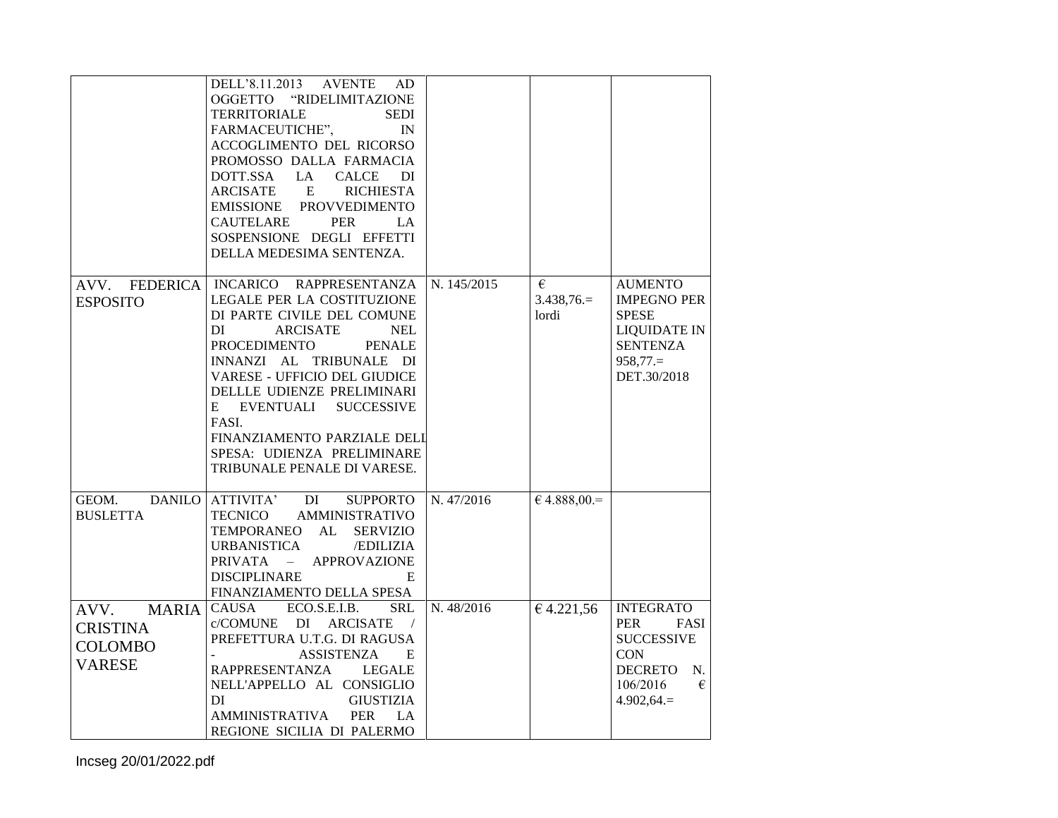| | | | | |
|---|---|---|---|---|
| | DELL'8.11.2013 AVENTE AD OGGETTO "RIDELIMITAZIONE TERRITORIALE SEDI FARMACEUTICHE", IN ACCOGLIMENTO DEL RICORSO PROMOSSO DALLA FARMACIA DOTT.SSA LA CALCE DI ARCISATE E RICHIESTA EMISSIONE PROVVEDIMENTO CAUTELARE PER LA SOSPENSIONE DEGLI EFFETTI DELLA MEDESIMA SENTENZA. | | | |
| AVV. FEDERICA ESPOSITO | INCARICO RAPPRESENTANZA LEGALE PER LA COSTITUZIONE DI PARTE CIVILE DEL COMUNE DI ARCISATE NEL PROCEDIMENTO PENALE INNANZI AL TRIBUNALE DI VARESE - UFFICIO DEL GIUDICE DELLLE UDIENZE PRELIMINARI E EVENTUALI SUCCESSIVE FASI. FINANZIAMENTO PARZIALE DELL SPESA: UDIENZA PRELIMINARE TRIBUNALE PENALE DI VARESE. | N. 145/2015 | € 3.438,76.= lordi | AUMENTO IMPEGNO PER SPESE LIQUIDATE IN SENTENZA 958,77.= DET.30/2018 |
| GEOM. DANILO BUSLETTA | ATTIVITA' DI SUPPORTO TECNICO AMMINISTRATIVO TEMPORANEO AL SERVIZIO URBANISTICA /EDILIZIA PRIVATA – APPROVAZIONE DISCIPLINARE E FINANZIAMENTO DELLA SPESA | N. 47/2016 | € 4.888,00.= | |
| AVV. MARIA CRISTINA COLOMBO VARESE | CAUSA ECO.S.E.I.B. SRL c/COMUNE DI ARCISATE / PREFETTURA U.T.G. DI RAGUSA - ASSISTENZA E RAPPRESENTANZA LEGALE NELL'APPELLO AL CONSIGLIO DI GIUSTIZIA AMMINISTRATIVA PER LA REGIONE SICILIA DI PALERMO | N. 48/2016 | € 4.221,56 | INTEGRATO PER FASI SUCCESSIVE CON DECRETO N. 106/2016 € 4.902,64.= |

Incseg 20/01/2022.pdf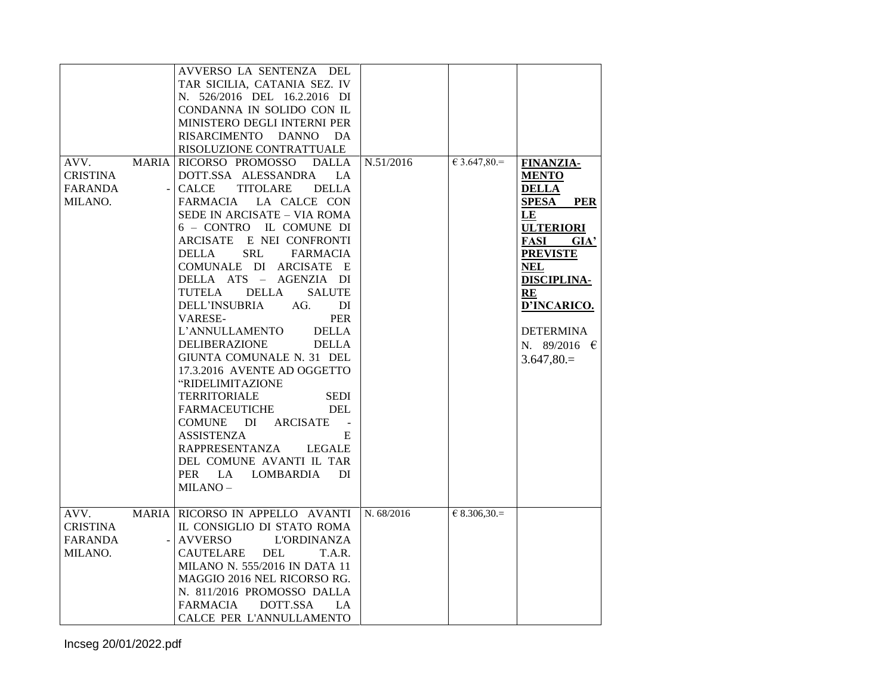| | | | | |
|---|---|---|---|---|
| | AVVERSO LA SENTENZA DEL TAR SICILIA, CATANIA SEZ. IV N. 526/2016 DEL 16.2.2016 DI CONDANNA IN SOLIDO CON IL MINISTERO DEGLI INTERNI PER RISARCIMENTO DANNO DA RISOLUZIONE CONTRATTUALE | | | |
| AVV. MARIA CRISTINA FARANDA - MILANO. | RICORSO PROMOSSO DALLA DOTT.SSA ALESSANDRA LA CALCE TITOLARE DELLA FARMACIA LA CALCE CON SEDE IN ARCISATE – VIA ROMA 6 – CONTRO IL COMUNE DI ARCISATE E NEI CONFRONTI DELLA SRL FARMACIA COMUNALE DI ARCISATE E DELLA ATS – AGENZIA DI TUTELA DELLA SALUTE DELL'INSUBRIA AG. DI VARESE- PER L'ANNULLAMENTO DELLA DELIBERAZIONE DELLA GIUNTA COMUNALE N. 31 DEL 17.3.2016 AVENTE AD OGGETTO "RIDELIMITAZIONE TERRITORIALE SEDI FARMACEUTICHE DEL COMUNE DI ARCISATE - ASSISTENZA E RAPPRESENTANZA LEGALE DEL COMUNE AVANTI IL TAR PER LA LOMBARDIA DI MILANO – | N.51/2016 | € 3.647,80.= | **FINANZIA-MENTO DELLA SPESA PER LE ULTERIORI FASI GIA' PREVISTE NEL DISCIPLINA-RE D'INCARICO.** DETERMINA N. 89/2016 € 3.647,80.= |
| AVV. MARIA CRISTINA FARANDA - MILANO. | RICORSO IN APPELLO AVANTI IL CONSIGLIO DI STATO ROMA AVVERSO L'ORDINANZA CAUTELARE DEL T.A.R. MILANO N. 555/2016 IN DATA 11 MAGGIO 2016 NEL RICORSO RG. N. 811/2016 PROMOSSO DALLA FARMACIA DOTT.SSA LA CALCE PER L'ANNULLAMENTO | N. 68/2016 | € 8.306,30.= | |

Incseg 20/01/2022.pdf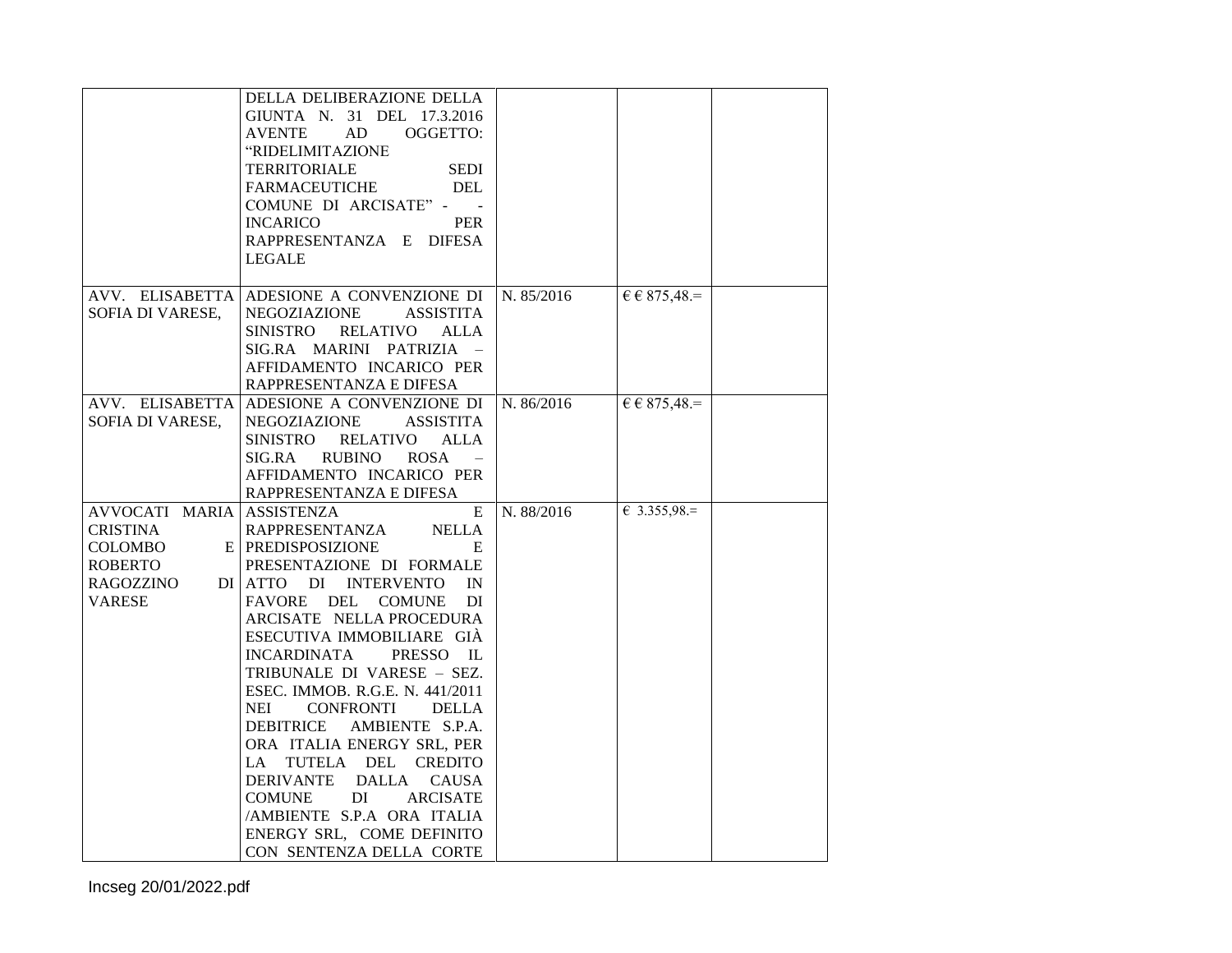| | | | | |
|---|---|---|---|---|
| | DELLA DELIBERAZIONE DELLA GIUNTA N. 31 DEL 17.3.2016 AVENTE AD OGGETTO: "RIDELIMITAZIONE TERRITORIALE SEDI FARMACEUTICHE DEL COMUNE DI ARCISATE" - - INCARICO PER RAPPRESENTANZA E DIFESA LEGALE | | | |
| AVV. ELISABETTA SOFIA DI VARESE, | ADESIONE A CONVENZIONE DI NEGOZIAZIONE ASSISTITA SINISTRO RELATIVO ALLA SIG.RA MARINI PATRIZIA – AFFIDAMENTO INCARICO PER RAPPRESENTANZA E DIFESA | N. 85/2016 | € € 875,48.= | |
| AVV. ELISABETTA SOFIA DI VARESE, | ADESIONE A CONVENZIONE DI NEGOZIAZIONE ASSISTITA SINISTRO RELATIVO ALLA SIG.RA RUBINO ROSA – AFFIDAMENTO INCARICO PER RAPPRESENTANZA E DIFESA | N. 86/2016 | € € 875,48.= | |
| AVVOCATI MARIA CRISTINA COLOMBO E ROBERTO RAGOZZINO DI VARESE | ASSISTENZA E RAPPRESENTANZA NELLA PREDISPOSIZIONE E PRESENTAZIONE DI FORMALE ATTO DI INTERVENTO IN FAVORE DEL COMUNE DI ARCISATE NELLA PROCEDURA ESECUTIVA IMMOBILIARE GIÀ INCARDINATA PRESSO IL TRIBUNALE DI VARESE – SEZ. ESEC. IMMOB. R.G.E. N. 441/2011 NEI CONFRONTI DELLA DEBITRICE AMBIENTE S.P.A. ORA ITALIA ENERGY SRL, PER LA TUTELA DEL CREDITO DERIVANTE DALLA CAUSA COMUNE DI ARCISATE /AMBIENTE S.P.A ORA ITALIA ENERGY SRL, COME DEFINITO CON SENTENZA DELLA CORTE | N. 88/2016 | € 3.355,98.= | |

Incseg 20/01/2022.pdf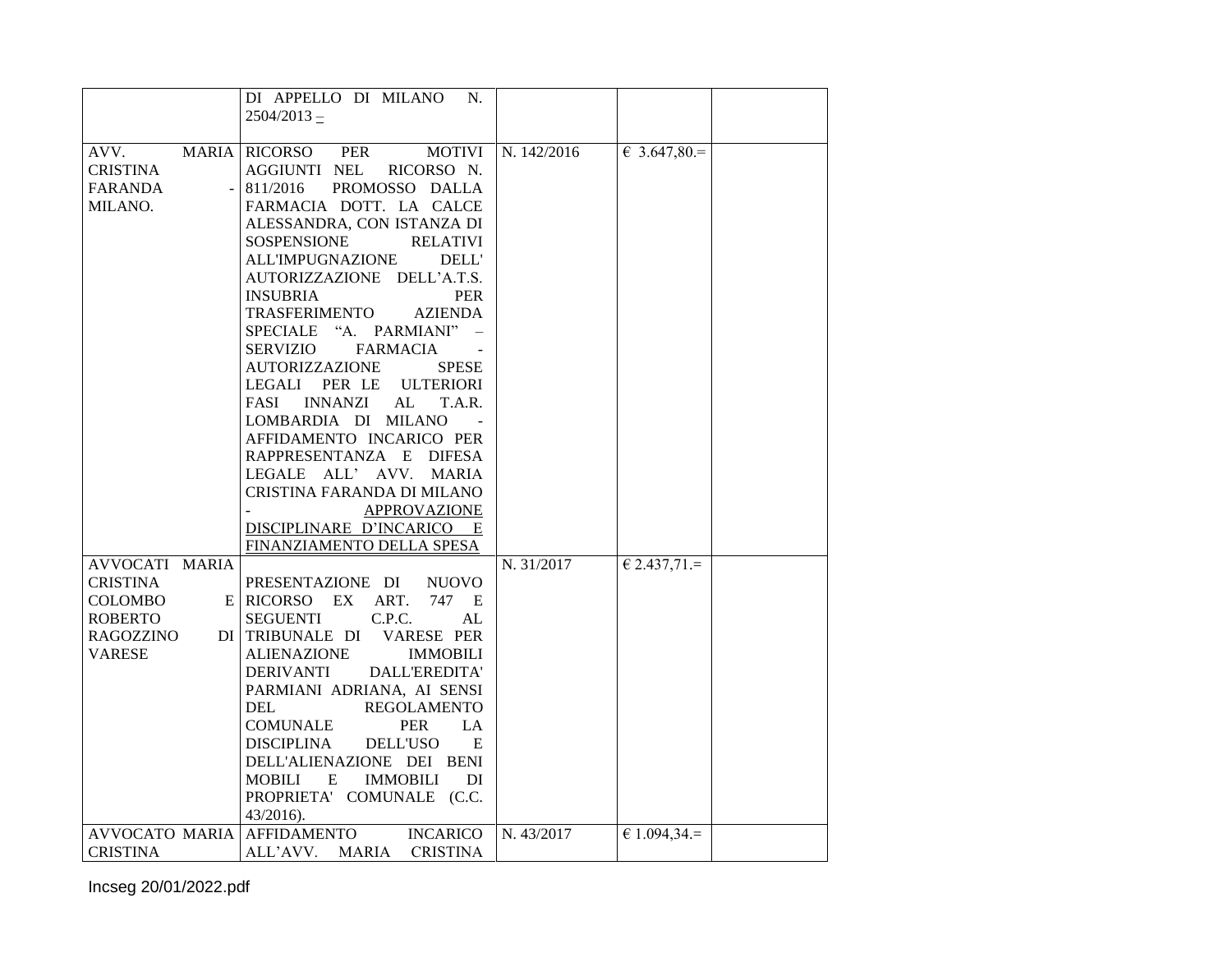| | | | | |
|---|---|---|---|---|
| | DI APPELLO DI MILANO N. 2504/2013 – | | | |
| AVV. MARIA CRISTINA FARANDA - MILANO. | RICORSO PER MOTIVI AGGIUNTI NEL RICORSO N. 811/2016 PROMOSSO DALLA FARMACIA DOTT. LA CALCE ALESSANDRA, CON ISTANZA DI SOSPENSIONE RELATIVI ALL'IMPUGNAZIONE DELL' AUTORIZZAZIONE DELL'A.T.S. INSUBRIA PER TRASFERIMENTO AZIENDA SPECIALE "A. PARMIANI" – SERVIZIO FARMACIA - AUTORIZZAZIONE SPESE LEGALI PER LE ULTERIORI FASI INNANZI AL T.A.R. LOMBARDIA DI MILANO - AFFIDAMENTO INCARICO PER RAPPRESENTANZA E DIFESA LEGALE ALL' AVV. MARIA CRISTINA FARANDA DI MILANO - APPROVAZIONE DISCIPLINARE D'INCARICO E FINANZIAMENTO DELLA SPESA | N. 142/2016 | € 3.647,80.= | |
| AVVOCATI MARIA CRISTINA COLOMBO E ROBERTO RAGOZZINO DI VARESE | PRESENTAZIONE DI NUOVO RICORSO EX ART. 747 E SEGUENTI C.P.C. AL TRIBUNALE DI VARESE PER ALIENAZIONE IMMOBILI DERIVANTI DALL'EREDITA' PARMIANI ADRIANA, AI SENSI DEL REGOLAMENTO COMUNALE PER LA DISCIPLINA DELL'USO E DELL'ALIENAZIONE DEI BENI MOBILI E IMMOBILI DI PROPRIETA' COMUNALE (C.C. 43/2016). | N. 31/2017 | € 2.437,71.= | |
| AVVOCATO MARIA CRISTINA | AFFIDAMENTO INCARICO ALL'AVV. MARIA CRISTINA | N. 43/2017 | € 1.094,34.= | |

Incseg 20/01/2022.pdf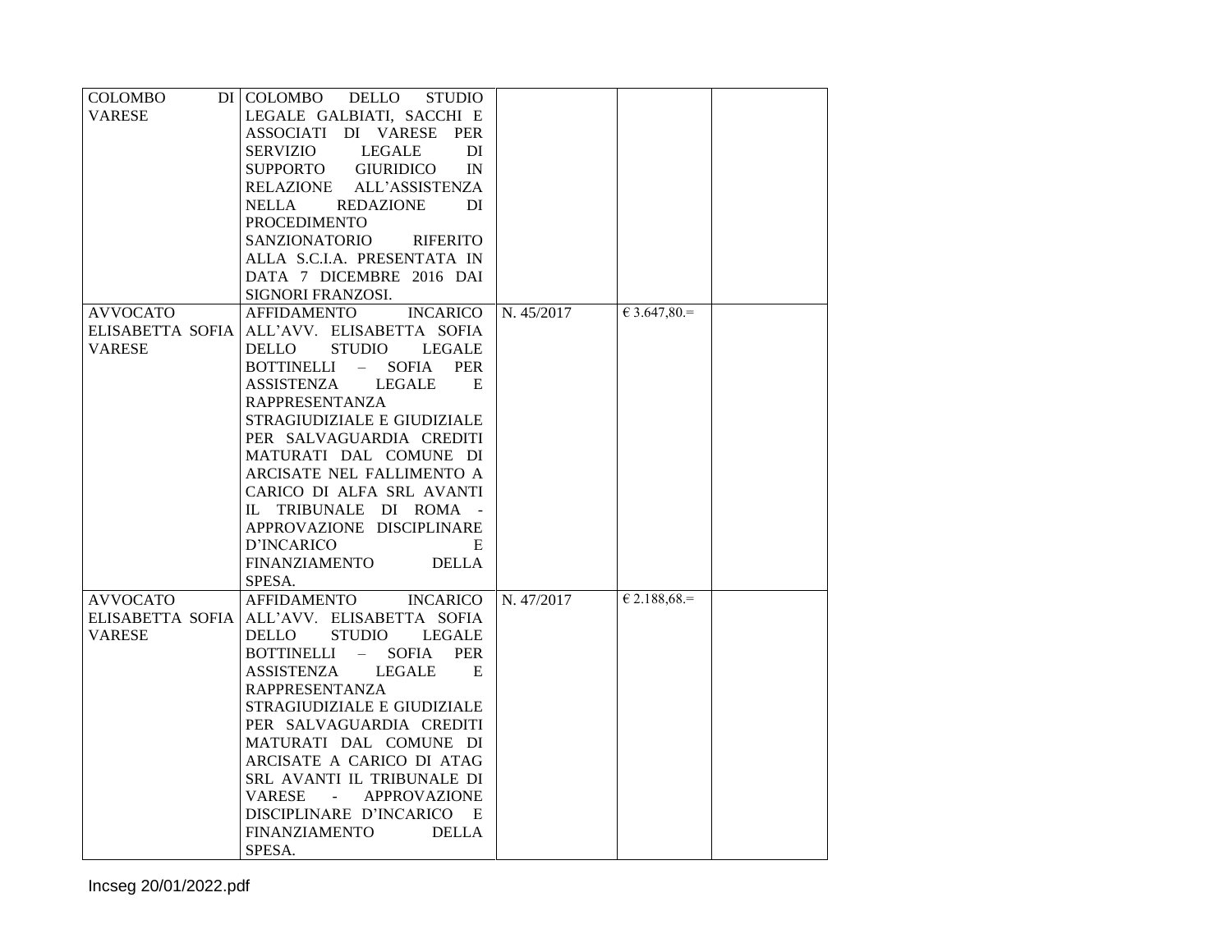| | | | | |
|---|---|---|---|---|
| COLOMBO DI VARESE | COLOMBO DELLO STUDIO LEGALE GALBIATI, SACCHI E ASSOCIATI DI VARESE PER SERVIZIO LEGALE DI SUPPORTO GIURIDICO IN RELAZIONE ALL'ASSISTENZA NELLA REDAZIONE DI PROCEDIMENTO SANZIONATORIO RIFERITO ALLA S.C.I.A. PRESENTATA IN DATA 7 DICEMBRE 2016 DAI SIGNORI FRANZOSI. | | | |
| AVVOCATO ELISABETTA SOFIA VARESE | AFFIDAMENTO INCARICO ALL'AVV. ELISABETTA SOFIA DELLO STUDIO LEGALE BOTTINELLI – SOFIA PER ASSISTENZA LEGALE E RAPPRESENTANZA STRAGIUDIZIALE E GIUDIZIALE PER SALVAGUARDIA CREDITI MATURATI DAL COMUNE DI ARCISATE NEL FALLIMENTO A CARICO DI ALFA SRL AVANTI IL TRIBUNALE DI ROMA - APPROVAZIONE DISCIPLINARE D'INCARICO E FINANZIAMENTO DELLA SPESA. | N. 45/2017 | € 3.647,80.= | |
| AVVOCATO ELISABETTA SOFIA VARESE | AFFIDAMENTO INCARICO ALL'AVV. ELISABETTA SOFIA DELLO STUDIO LEGALE BOTTINELLI – SOFIA PER ASSISTENZA LEGALE E RAPPRESENTANZA STRAGIUDIZIALE E GIUDIZIALE PER SALVAGUARDIA CREDITI MATURATI DAL COMUNE DI ARCISATE A CARICO DI ATAG SRL AVANTI IL TRIBUNALE DI VARESE - APPROVAZIONE DISCIPLINARE D'INCARICO E FINANZIAMENTO DELLA SPESA. | N. 47/2017 | € 2.188,68.= | |

Incseg 20/01/2022.pdf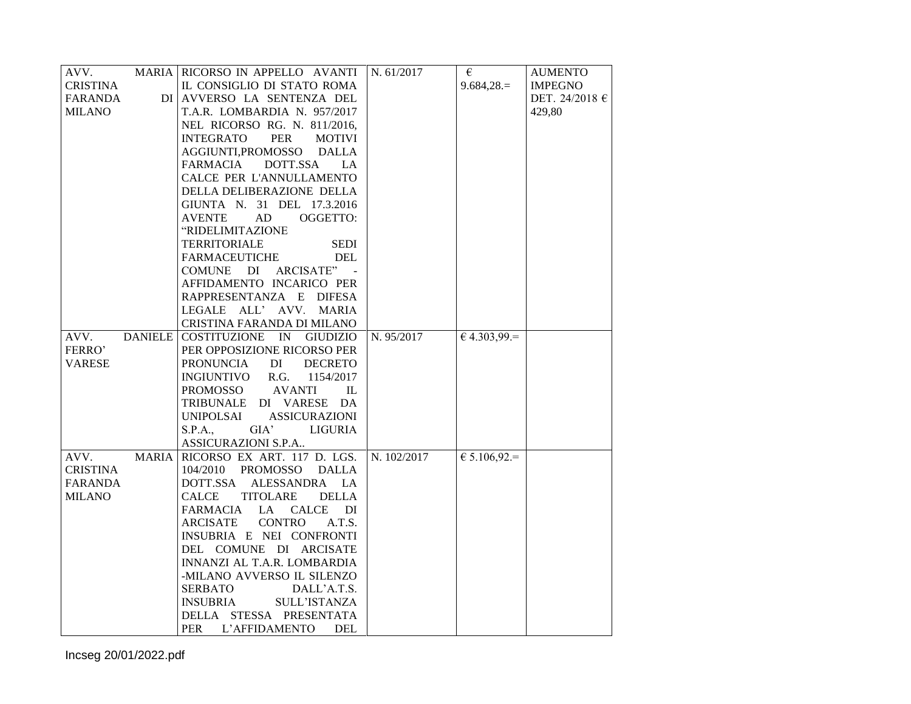| AVV. MARIA CRISTINA FARANDA DI MILANO | RICORSO IN APPELLO AVANTI IL CONSIGLIO DI STATO ROMA AVVERSO LA SENTENZA DEL T.A.R. LOMBARDIA N. 957/2017 NEL RICORSO RG. N. 811/2016, INTEGRATO PER MOTIVI AGGIUNTI,PROMOSSO DALLA FARMACIA DOTT.SSA LA CALCE PER L'ANNULLAMENTO DELLA DELIBERAZIONE DELLA GIUNTA N. 31 DEL 17.3.2016 AVENTE AD OGGETTO: "RIDELIMITAZIONE TERRITORIALE SEDI FARMACEUTICHE DEL COMUNE DI ARCISATE" - AFFIDAMENTO INCARICO PER RAPPRESENTANZA E DIFESA LEGALE ALL' AVV. MARIA CRISTINA FARANDA DI MILANO | N. 61/2017 | € 9.684,28.= | AUMENTO IMPEGNO DET. 24/2018 € 429,80 |
|---|---|---|---|---|
| AVV. DANIELE FERRO' VARESE | COSTITUZIONE IN GIUDIZIO PER OPPOSIZIONE RICORSO PER PRONUNCIA DI DECRETO INGIUNTIVO R.G. 1154/2017 PROMOSSO AVANTI IL TRIBUNALE DI VARESE DA UNIPOLSAI ASSICURAZIONI S.P.A., GIA' LIGURIA ASSICURAZIONI S.P.A.. | N. 95/2017 | € 4.303,99.= | |
| AVV. MARIA CRISTINA FARANDA MILANO | RICORSO EX ART. 117 D. LGS. 104/2010 PROMOSSO DALLA DOTT.SSA ALESSANDRA LA CALCE TITOLARE DELLA FARMACIA LA CALCE DI ARCISATE CONTRO A.T.S. INSUBRIA E NEI CONFRONTI DEL COMUNE DI ARCISATE INNANZI AL T.A.R. LOMBARDIA -MILANO AVVERSO IL SILENZO SERBATO DALL'A.T.S. INSUBRIA SULL'ISTANZA DELLA STESSA PRESENTATA PER L'AFFIDAMENTO DEL | N. 102/2017 | € 5.106,92.= | |

Incseg 20/01/2022.pdf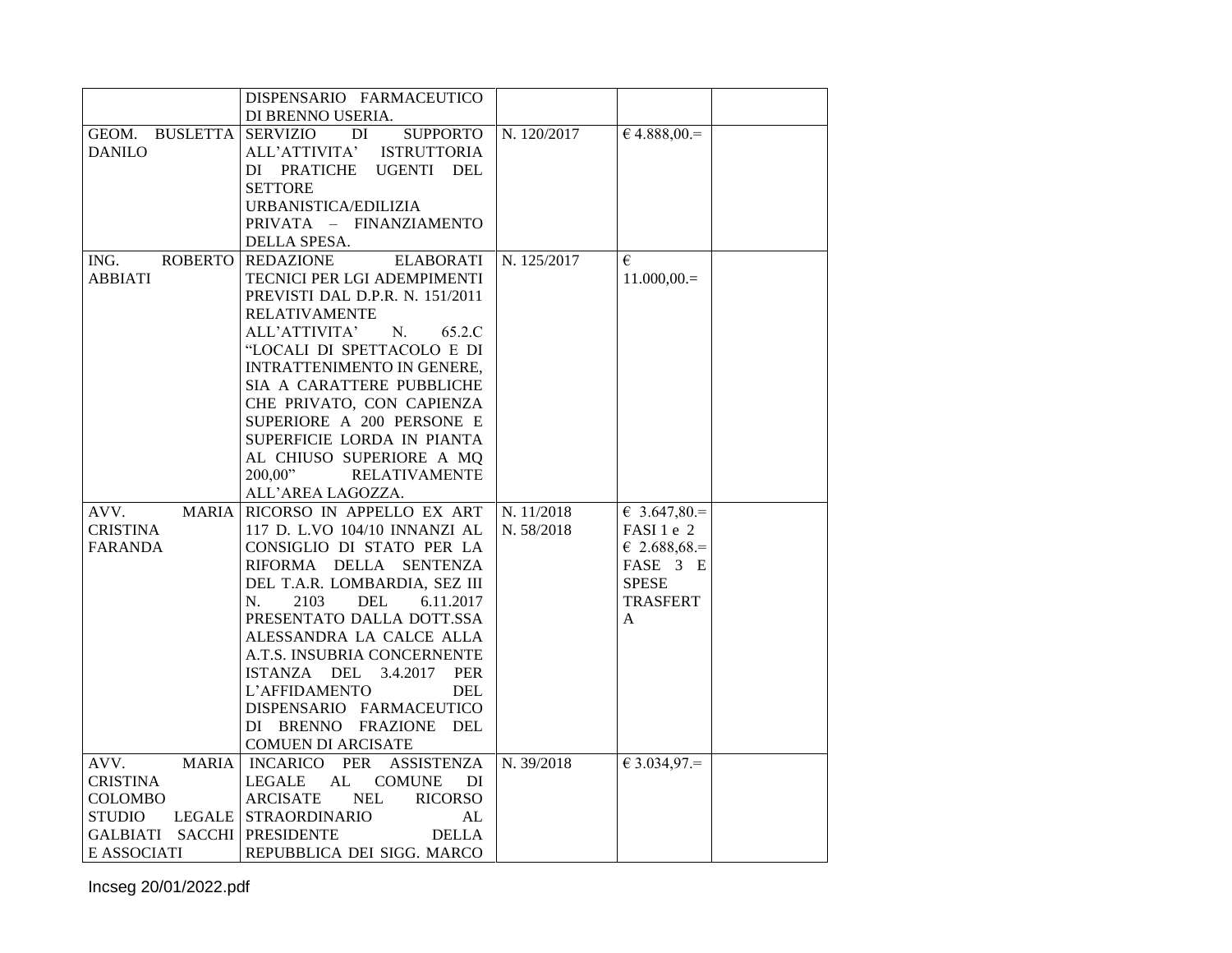| | | | | |
|---|---|---|---|---|
| | DISPENSARIO FARMACEUTICO DI BRENNO USERIA. | | | |
| GEOM. BUSLETTA DANILO | SERVIZIO DI SUPPORTO ALL'ATTIVITA' ISTRUTTORIA DI PRATICHE UGENTI DEL SETTORE URBANISTICA/EDILIZIA PRIVATA – FINANZIAMENTO DELLA SPESA. | N. 120/2017 | € 4.888,00.= | |
| ING. ROBERTO ABBIATI | REDAZIONE ELABORATI TECNICI PER LGI ADEMPIMENTI PREVISTI DAL D.P.R. N. 151/2011 RELATIVAMENTE ALL'ATTIVITA' N. 65.2.C "LOCALI DI SPETTACOLO E DI INTRATTENIMENTO IN GENERE, SIA A CARATTERE PUBBLICHE CHE PRIVATO, CON CAPIENZA SUPERIORE A 200 PERSONE E SUPERFICIE LORDA IN PIANTA AL CHIUSO SUPERIORE A MQ 200,00" RELATIVAMENTE ALL'AREA LAGOZZA. | N. 125/2017 | € 11.000,00.= | |
| AVV. MARIA CRISTINA FARANDA | RICORSO IN APPELLO EX ART 117 D. L.VO 104/10 INNANZI AL CONSIGLIO DI STATO PER LA RIFORMA DELLA SENTENZA DEL T.A.R. LOMBARDIA, SEZ III N. 2103 DEL 6.11.2017 PRESENTATO DALLA DOTT.SSA ALESSANDRA LA CALCE ALLA A.T.S. INSUBRIA CONCERNENTE ISTANZA DEL 3.4.2017 PER L'AFFIDAMENTO DEL DISPENSARIO FARMACEUTICO DI BRENNO FRAZIONE DEL COMUEN DI ARCISATE | N. 11/2018<br>N. 58/2018 | € 3.647,80.= FASI 1 e 2<br>€ 2.688,68.= FASE 3 E SPESE TRASFERTA | |
| AVV. MARIA CRISTINA COLOMBO STUDIO LEGALE GALBIATI SACCHI E ASSOCIATI | INCARICO PER ASSISTENZA LEGALE AL COMUNE DI ARCISATE NEL RICORSO STRAORDINARIO AL PRESIDENTE DELLA REPUBBLICA DEI SIGG. MARCO | N. 39/2018 | € 3.034,97.= | |

Incseg 20/01/2022.pdf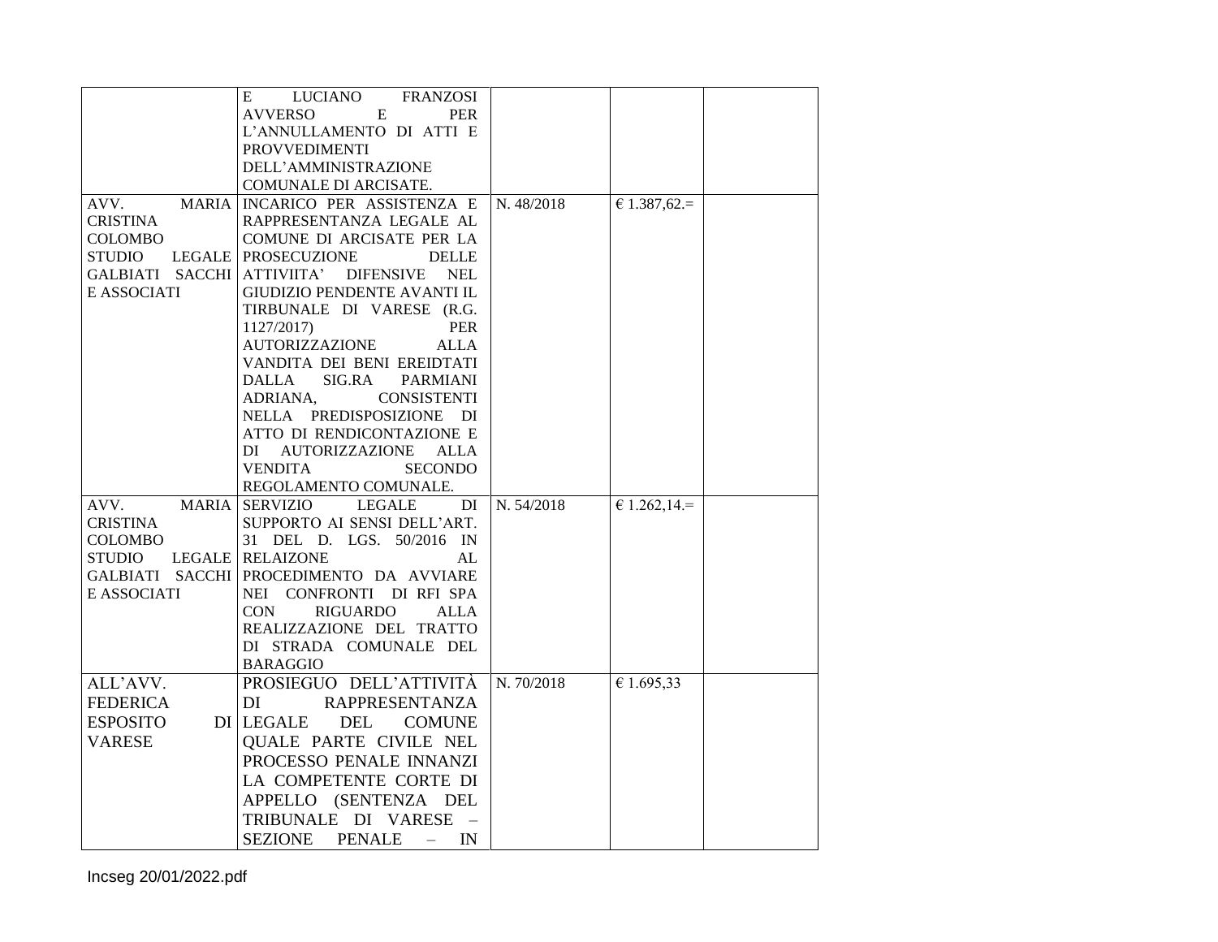| | | | | |
|---|---|---|---|---|
| | E LUCIANO FRANZOSI AVVERSO E PER L'ANNULLAMENTO DI ATTI E PROVVEDIMENTI DELL'AMMINISTRAZIONE COMUNALE DI ARCISATE. | | | |
| AVV. MARIA CRISTINA COLOMBO STUDIO LEGALE GALBIATI SACCHI E ASSOCIATI | INCARICO PER ASSISTENZA E RAPPRESENTANZA LEGALE AL COMUNE DI ARCISATE PER LA PROSECUZIONE DELLE ATTIVIITA' DIFENSIVE NEL GIUDIZIO PENDENTE AVANTI IL TIRBUNALE DI VARESE (R.G. 1127/2017) PER AUTORIZZAZIONE ALLA VANDITA DEI BENI EREIDTATI DALLA SIG.RA PARMIANI ADRIANA, CONSISTENTI NELLA PREDISPOSIZIONE DI ATTO DI RENDICONTAZIONE E DI AUTORIZZAZIONE ALLA VENDITA SECONDO REGOLAMENTO COMUNALE. | N. 48/2018 | € 1.387,62.= | |
| AVV. MARIA CRISTINA COLOMBO STUDIO LEGALE GALBIATI SACCHI E ASSOCIATI | SERVIZIO LEGALE DI SUPPORTO AI SENSI DELL'ART. 31 DEL D. LGS. 50/2016 IN RELAIZONE AL PROCEDIMENTO DA AVVIARE NEI CONFRONTI DI RFI SPA CON RIGUARDO ALLA REALIZZAZIONE DEL TRATTO DI STRADA COMUNALE DEL BARAGGIO | N. 54/2018 | € 1.262,14.= | |
| ALL'AVV. FEDERICA ESPOSITO DI VARESE | PROSIEGUO DELL'ATTIVITÀ DI RAPPRESENTANZA LEGALE DEL COMUNE QUALE PARTE CIVILE NEL PROCESSO PENALE INNANZI LA COMPETENTE CORTE DI APPELLO (SENTENZA DEL TRIBUNALE DI VARESE – SEZIONE PENALE – IN | N. 70/2018 | € 1.695,33 | |

Incseg 20/01/2022.pdf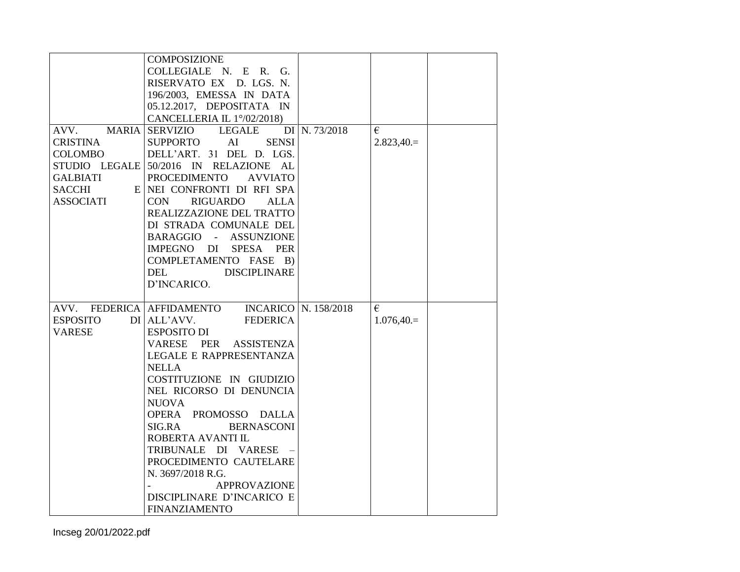| | | | | |
|---|---|---|---|---|
| | COMPOSIZIONE COLLEGIALE N. E R. G. RISERVATO EX D. LGS. N. 196/2003, EMESSA IN DATA 05.12.2017, DEPOSITATA IN CANCELLERIA IL 1°/02/2018) | | | |
| AVV. MARIA CRISTINA COLOMBO STUDIO LEGALE GALBIATI SACCHI E ASSOCIATI | SERVIZIO LEGALE DI SUPPORTO AI SENSI DELL'ART. 31 DEL D. LGS. 50/2016 IN RELAZIONE AL PROCEDIMENTO AVVIATO NEI CONFRONTI DI RFI SPA CON RIGUARDO ALLA REALIZZAZIONE DEL TRATTO DI STRADA COMUNALE DEL BARAGGIO - ASSUNZIONE IMPEGNO DI SPESA PER COMPLETAMENTO FASE B) DEL DISCIPLINARE D'INCARICO. | N. 73/2018 | € 2.823,40.= | |
| AVV. FEDERICA ESPOSITO DI VARESE | AFFIDAMENTO INCARICO ALL'AVV. FEDERICA ESPOSITO DI VARESE PER ASSISTENZA LEGALE E RAPPRESENTANZA NELLA COSTITUZIONE IN GIUDIZIO NEL RICORSO DI DENUNCIA NUOVA OPERA PROMOSSO DALLA SIG.RA BERNASCONI ROBERTA AVANTI IL TRIBUNALE DI VARESE – PROCEDIMENTO CAUTELARE N. 3697/2018 R.G. - APPROVAZIONE DISCIPLINARE D'INCARICO E FINANZIAMENTO | N. 158/2018 | € 1.076,40.= | |

Incseg 20/01/2022.pdf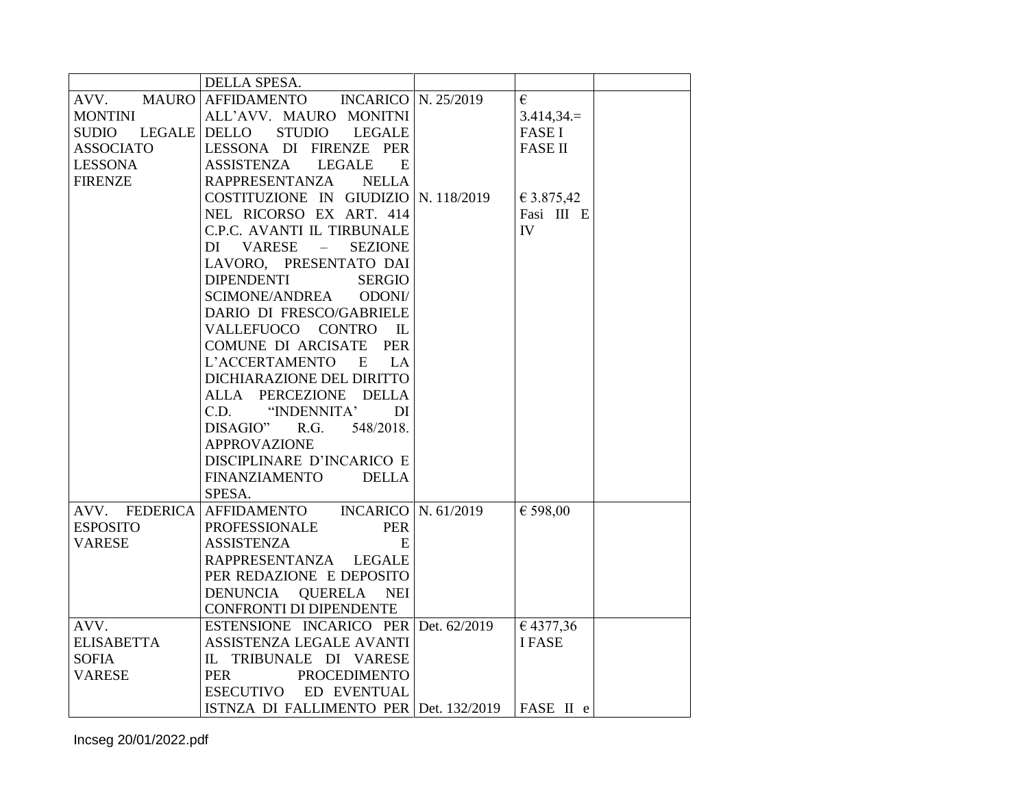| | | | | |
|---|---|---|---|---|
| | DELLA SPESA. | | | |
| AVV. MAURO MONTINI SUDIO LEGALE ASSOCIATO LESSONA FIRENZE | AFFIDAMENTO INCARICO ALL'AVV. MAURO MONITNI DELLO STUDIO LEGALE LESSONA DI FIRENZE PER ASSISTENZA LEGALE E RAPPRESENTANZA NELLA COSTITUZIONE IN GIUDIZIO NEL RICORSO EX ART. 414 C.P.C. AVANTI IL TIRBUNALE DI VARESE – SEZIONE LAVORO, PRESENTATO DAI DIPENDENTI SERGIO SCIMONE/ANDREA ODONI/ DARIO DI FRESCO/GABRIELE VALLEFUOCO CONTRO IL COMUNE DI ARCISATE PER L'ACCERTAMENTO E LA DICHIARAZIONE DEL DIRITTO ALLA PERCEZIONE DELLA C.D. "INDENNITA' DI DISAGIO" R.G. 548/2018. APPROVAZIONE DISCIPLINARE D'INCARICO E FINANZIAMENTO DELLA SPESA. | N. 25/2019<br><br>N. 118/2019 | € 3.414,34.= FASE I FASE II<br><br>€ 3.875,42 Fasi III E IV | |
| AVV. FEDERICA ESPOSITO VARESE | AFFIDAMENTO INCARICO PROFESSIONALE PER ASSISTENZA E RAPPRESENTANZA LEGALE PER REDAZIONE E DEPOSITO DENUNCIA QUERELA NEI CONFRONTI DI DIPENDENTE | N. 61/2019 | € 598,00 | |
| AVV. ELISABETTA SOFIA VARESE | ESTENSIONE INCARICO PER ASSISTENZA LEGALE AVANTI IL TRIBUNALE DI VARESE PER PROCEDIMENTO ESECUTIVO ED EVENTUAL ISTNZA DI FALLIMENTO PER | Det. 62/2019<br><br>Det. 132/2019 | € 4377,36 I FASE<br><br>FASE II e | |

Incseg 20/01/2022.pdf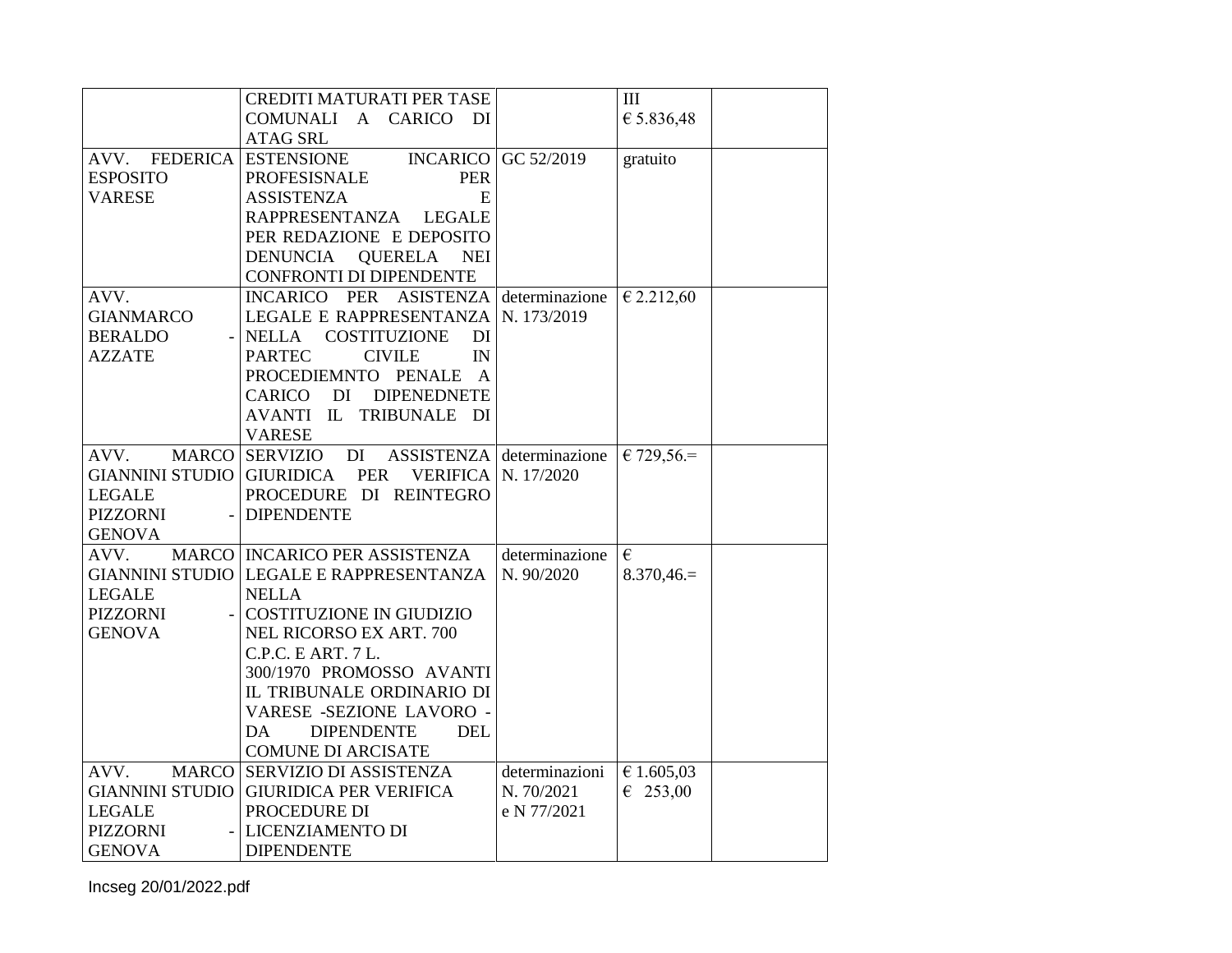| | | | | |
|---|---|---|---|---|
| | CREDITI MATURATI PER TASE COMUNALI A CARICO DI ATAG SRL | | III € 5.836,48 | |
| AVV. FEDERICA ESPOSITO VARESE | ESTENSIONE INCARICO PROFESISNALE PER ASSISTENZA E RAPPRESENTANZA LEGALE PER REDAZIONE E DEPOSITO DENUNCIA QUERELA NEI CONFRONTI DI DIPENDENTE | GC 52/2019 | gratuito | |
| AVV. GIANMARCO BERALDO - AZZATE | INCARICO PER ASISTENZA LEGALE E RAPPRESENTANZA NELLA COSTITUZIONE DI PARTEC CIVILE IN PROCEDIEMNTO PENALE A CARICO DI DIPENEDNETE AVANTI IL TRIBUNALE DI VARESE | determinazione N. 173/2019 | € 2.212,60 | |
| AVV. MARCO GIANNINI STUDIO LEGALE PIZZORNI - GENOVA | SERVIZIO DI ASSISTENZA GIURIDICA PER VERIFICA PROCEDURE DI REINTEGRO DIPENDENTE | determinazione N. 17/2020 | € 729,56.= | |
| AVV. MARCO GIANNINI STUDIO LEGALE PIZZORNI - GENOVA | INCARICO PER ASSISTENZA LEGALE E RAPPRESENTANZA NELLA COSTITUZIONE IN GIUDIZIO NEL RICORSO EX ART. 700 C.P.C. E ART. 7 L. 300/1970 PROMOSSO AVANTI IL TRIBUNALE ORDINARIO DI VARESE -SEZIONE LAVORO - DA DIPENDENTE DEL COMUNE DI ARCISATE | determinazione N. 90/2020 | € 8.370,46.= | |
| AVV. MARCO GIANNINI STUDIO LEGALE PIZZORNI - GENOVA | SERVIZIO DI ASSISTENZA GIURIDICA PER VERIFICA PROCEDURE DI LICENZIAMENTO DI DIPENDENTE | determinazioni N. 70/2021 e N 77/2021 | € 1.605,03 € 253,00 | |

Incseg 20/01/2022.pdf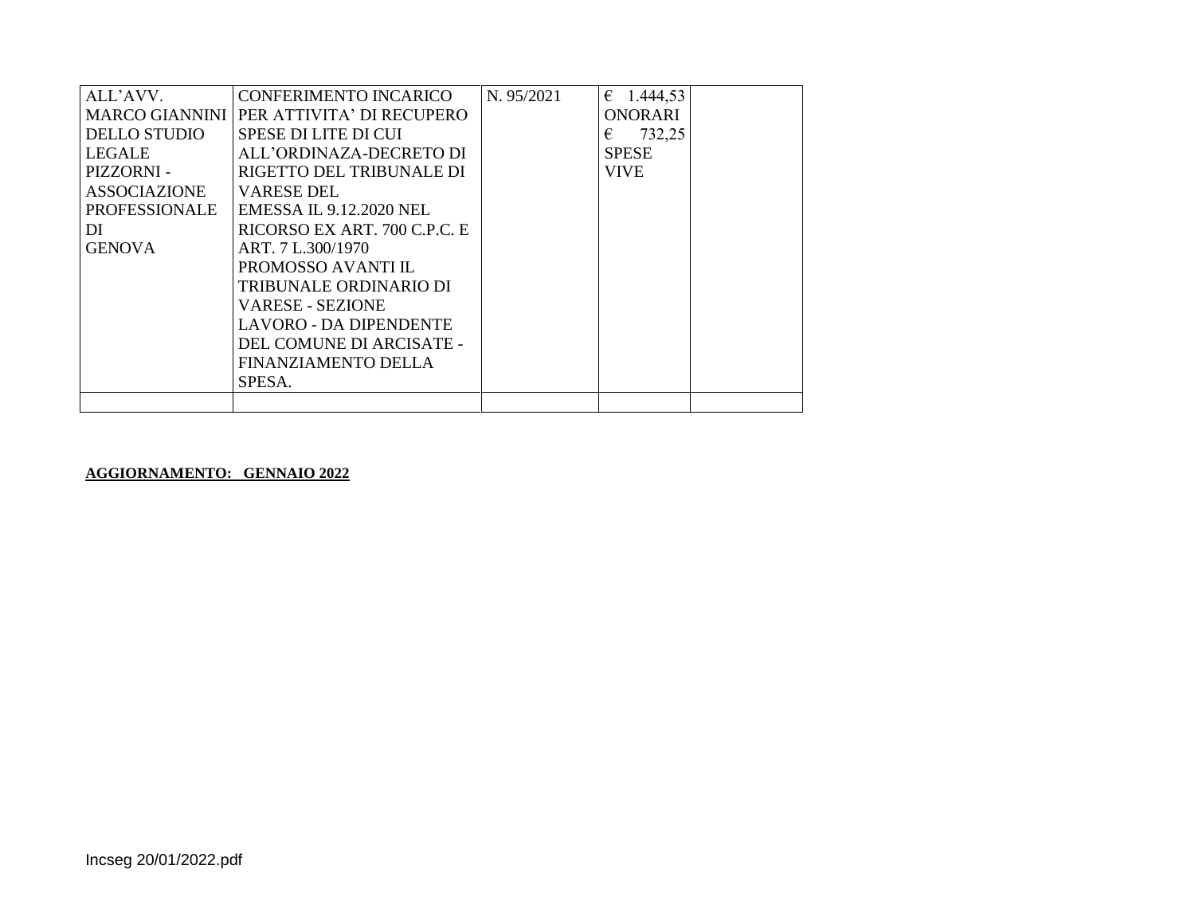| | | | | |
|---|---|---|---|---|
| ALL'AVV. MARCO GIANNINI DELLO STUDIO LEGALE PIZZORNI - ASSOCIAZIONE PROFESSIONALE DI GENOVA | CONFERIMENTO INCARICO PER ATTIVITA' DI RECUPERO SPESE DI LITE DI CUI ALL'ORDINAZA-DECRETO DI RIGETTO DEL TRIBUNALE DI VARESE DEL EMESSA IL 9.12.2020 NEL RICORSO EX ART. 700 C.P.C. E ART. 7 L.300/1970 PROMOSSO AVANTI IL TRIBUNALE ORDINARIO DI VARESE - SEZIONE LAVORO - DA DIPENDENTE DEL COMUNE DI ARCISATE - FINANZIAMENTO DELLA SPESA. | N. 95/2021 | € 1.444,53 ONORARI € 732,25 SPESE VIVE | |
| | | | | |

**AGGIORNAMENTO: GENNAIO 2022**

Incseg 20/01/2022.pdf